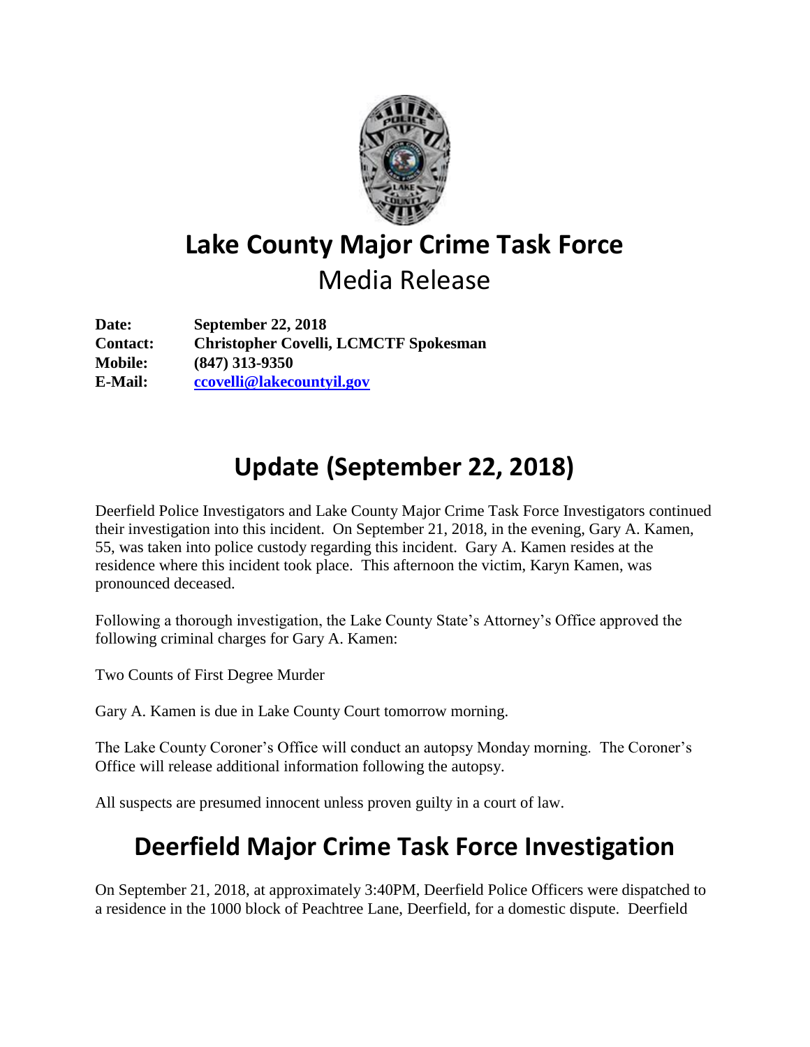# Lake County Major Crime Task Force

## Media Release

**Date:** September 22, 2018
**Contact:** Christopher Covelli, LCMCTF Spokesman
**Mobile:** (847) 313-9350
**E-Mail:** ccovelli@lakecountyil.gov

## Update (September 22, 2018)

Deerfield Police Investigators and Lake County Major Crime Task Force Investigators continued their investigation into this incident. On September 21, 2018, in the evening, Gary A. Kamen, 55, was taken into police custody regarding this incident. Gary A. Kamen resides at the residence where this incident took place. This afternoon the victim, Karyn Kamen, was pronounced deceased.

Following a thorough investigation, the Lake County State's Attorney's Office approved the following criminal charges for Gary A. Kamen:

Two Counts of First Degree Murder

Gary A. Kamen is due in Lake County Court tomorrow morning.

The Lake County Coroner's Office will conduct an autopsy Monday morning. The Coroner's Office will release additional information following the autopsy.

All suspects are presumed innocent unless proven guilty in a court of law.

## Deerfield Major Crime Task Force Investigation

On September 21, 2018, at approximately 3:40PM, Deerfield Police Officers were dispatched to a residence in the 1000 block of Peachtree Lane, Deerfield, for a domestic dispute. Deerfield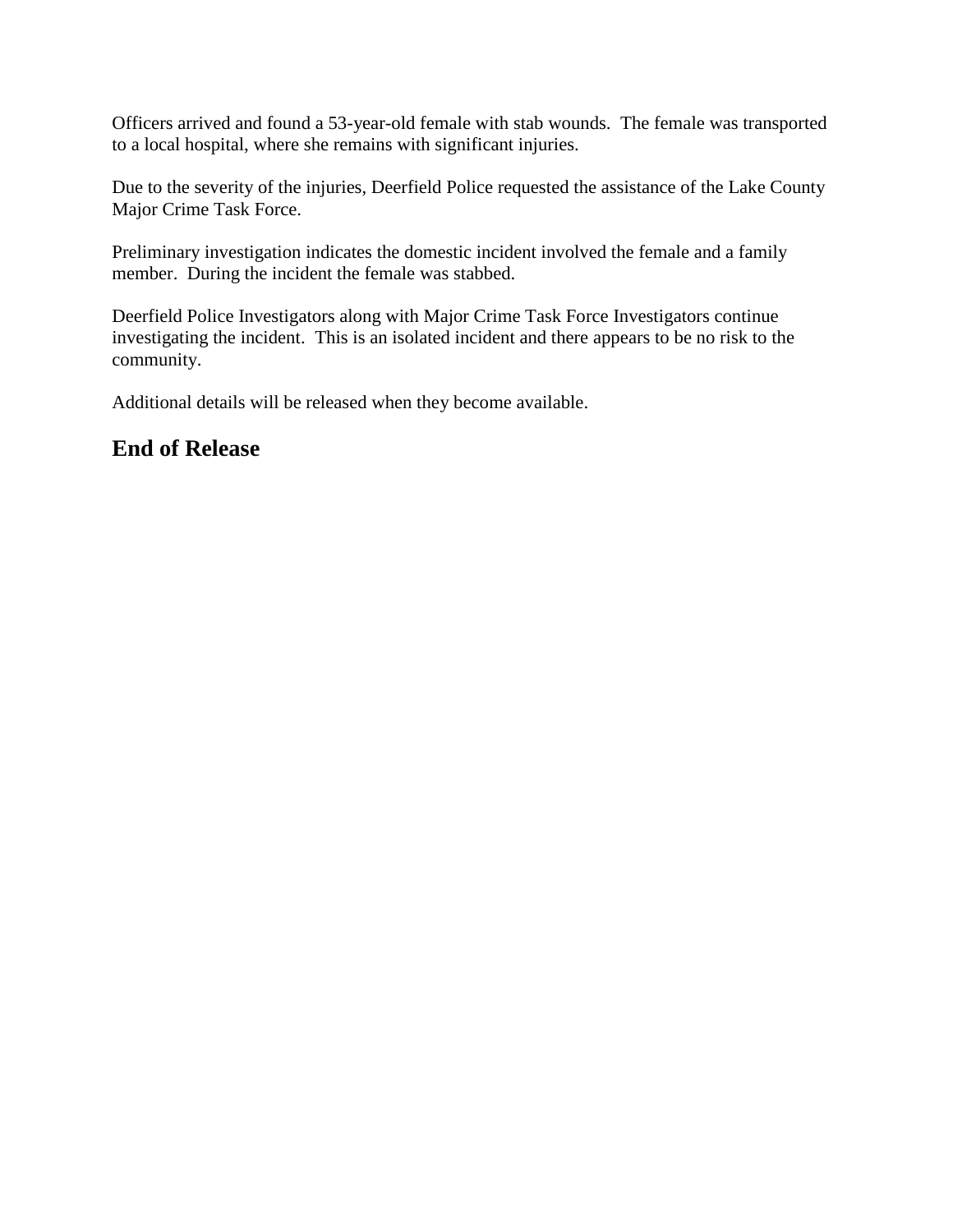Officers arrived and found a 53-year-old female with stab wounds. The female was transported to a local hospital, where she remains with significant injuries.

Due to the severity of the injuries, Deerfield Police requested the assistance of the Lake County Major Crime Task Force.

Preliminary investigation indicates the domestic incident involved the female and a family member. During the incident the female was stabbed.

Deerfield Police Investigators along with Major Crime Task Force Investigators continue investigating the incident. This is an isolated incident and there appears to be no risk to the community.

Additional details will be released when they become available.

## End of Release